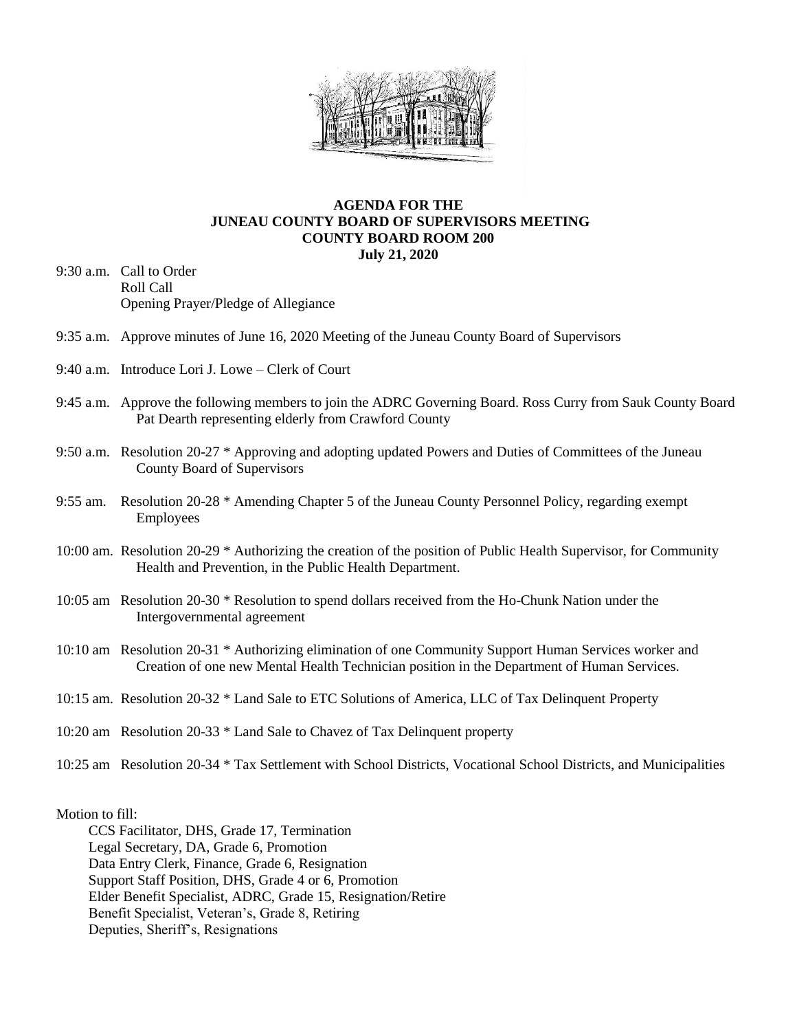**AGENDA FOR THE**
**JUNEAU COUNTY BOARD OF SUPERVISORS MEETING**
**COUNTY BOARD ROOM 200**
**July 21, 2020**

9:30 a.m. Call to Order
Roll Call
Opening Prayer/Pledge of Allegiance

9:35 a.m. Approve minutes of June 16, 2020 Meeting of the Juneau County Board of Supervisors

9:40 a.m. Introduce Lori J. Lowe – Clerk of Court

9:45 a.m. Approve the following members to join the ADRC Governing Board. Ross Curry from Sauk County Board Pat Dearth representing elderly from Crawford County

9:50 a.m. Resolution 20-27 * Approving and adopting updated Powers and Duties of Committees of the Juneau County Board of Supervisors

9:55 am. Resolution 20-28 * Amending Chapter 5 of the Juneau County Personnel Policy, regarding exempt Employees

10:00 am. Resolution 20-29 * Authorizing the creation of the position of Public Health Supervisor, for Community Health and Prevention, in the Public Health Department.

10:05 am Resolution 20-30 * Resolution to spend dollars received from the Ho-Chunk Nation under the Intergovernmental agreement

10:10 am Resolution 20-31 * Authorizing elimination of one Community Support Human Services worker and Creation of one new Mental Health Technician position in the Department of Human Services.

10:15 am. Resolution 20-32 * Land Sale to ETC Solutions of America, LLC of Tax Delinquent Property

10:20 am Resolution 20-33 * Land Sale to Chavez of Tax Delinquent property

10:25 am Resolution 20-34 * Tax Settlement with School Districts, Vocational School Districts, and Municipalities

Motion to fill:

- CCS Facilitator, DHS, Grade 17, Termination
- Legal Secretary, DA, Grade 6, Promotion
- Data Entry Clerk, Finance, Grade 6, Resignation
- Support Staff Position, DHS, Grade 4 or 6, Promotion
- Elder Benefit Specialist, ADRC, Grade 15, Resignation/Retire
- Benefit Specialist, Veteran's, Grade 8, Retiring
- Deputies, Sheriff's, Resignations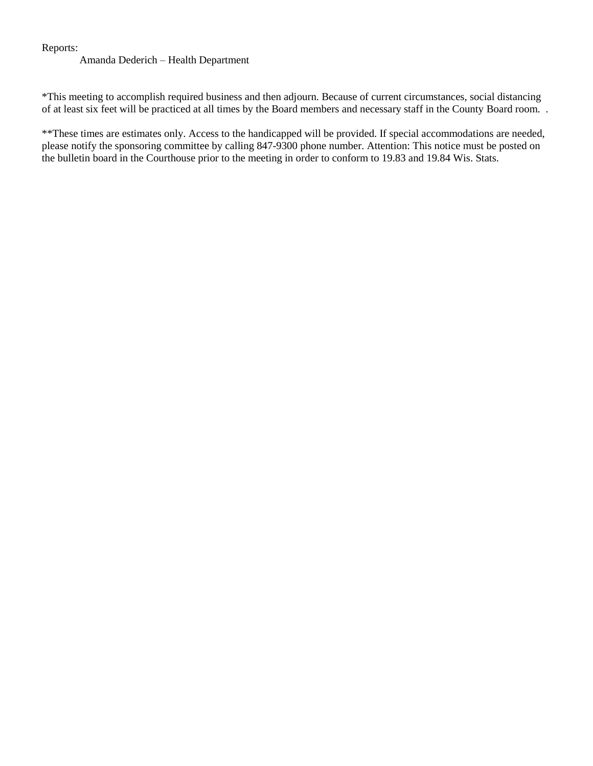Reports:

Amanda Dederich – Health Department

*This meeting to accomplish required business and then adjourn. Because of current circumstances, social distancing of at least six feet will be practiced at all times by the Board members and necessary staff in the County Board room. .

**These times are estimates only. Access to the handicapped will be provided. If special accommodations are needed, please notify the sponsoring committee by calling 847-9300 phone number. Attention: This notice must be posted on the bulletin board in the Courthouse prior to the meeting in order to conform to 19.83 and 19.84 Wis. Stats.